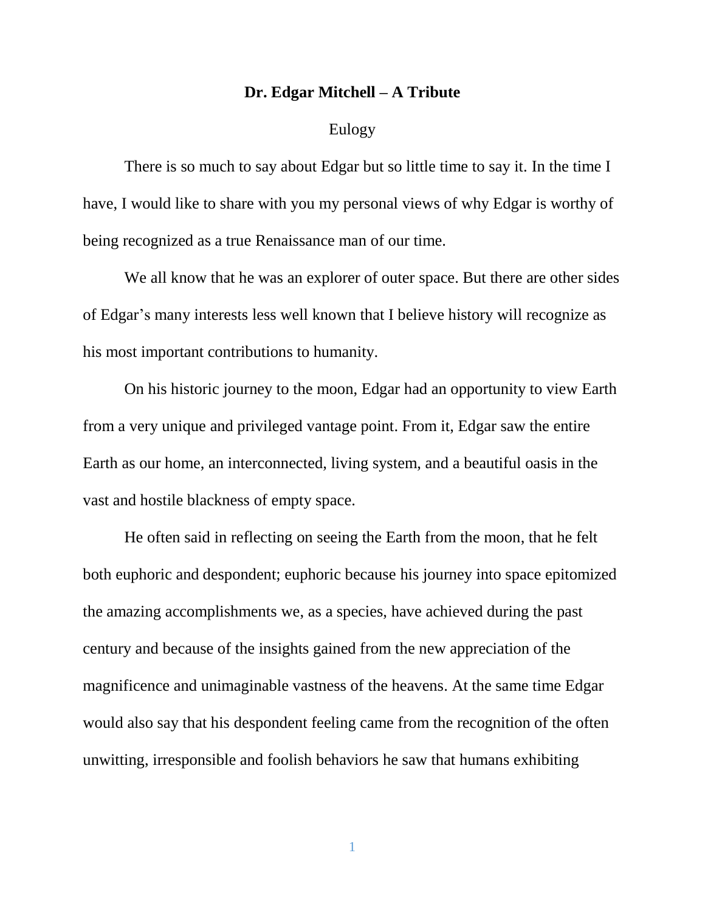# Dr. Edgar Mitchell – A Tribute

Eulogy

There is so much to say about Edgar but so little time to say it. In the time I have, I would like to share with you my personal views of why Edgar is worthy of being recognized as a true Renaissance man of our time.

We all know that he was an explorer of outer space. But there are other sides of Edgar's many interests less well known that I believe history will recognize as his most important contributions to humanity.

On his historic journey to the moon, Edgar had an opportunity to view Earth from a very unique and privileged vantage point. From it, Edgar saw the entire Earth as our home, an interconnected, living system, and a beautiful oasis in the vast and hostile blackness of empty space.

He often said in reflecting on seeing the Earth from the moon, that he felt both euphoric and despondent; euphoric because his journey into space epitomized the amazing accomplishments we, as a species, have achieved during the past century and because of the insights gained from the new appreciation of the magnificence and unimaginable vastness of the heavens. At the same time Edgar would also say that his despondent feeling came from the recognition of the often unwitting, irresponsible and foolish behaviors he saw that humans exhibiting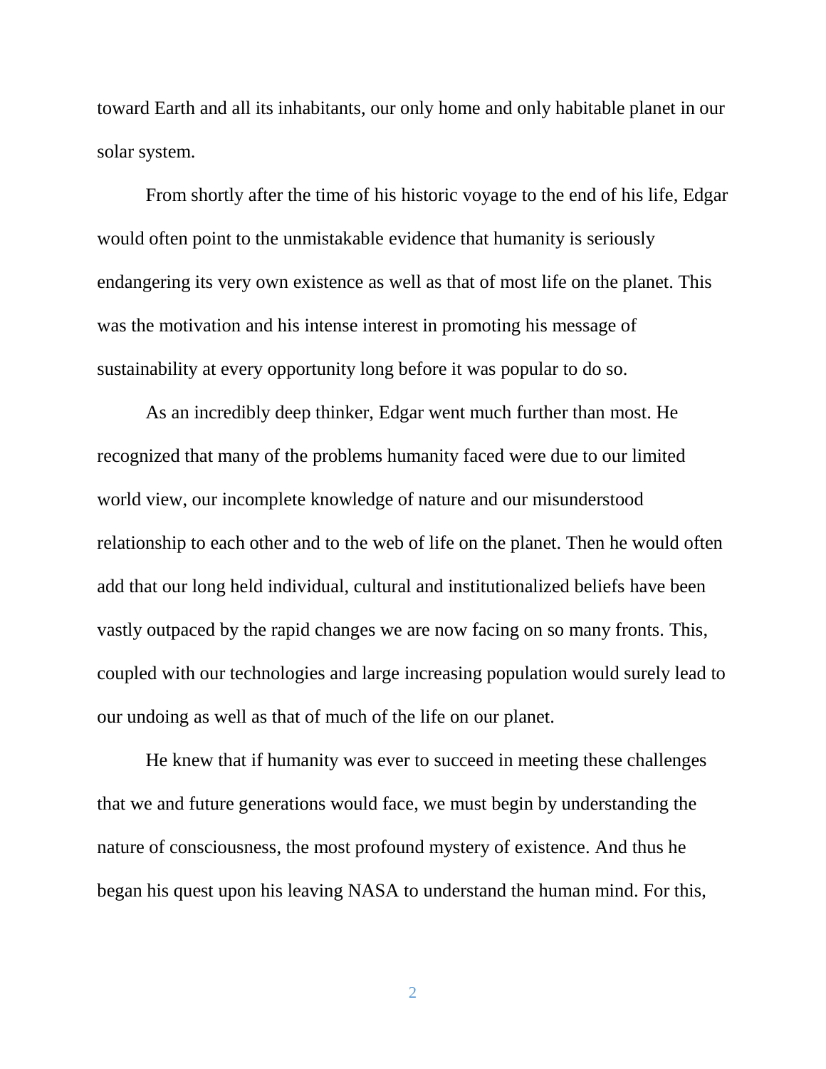toward Earth and all its inhabitants, our only home and only habitable planet in our solar system.

From shortly after the time of his historic voyage to the end of his life, Edgar would often point to the unmistakable evidence that humanity is seriously endangering its very own existence as well as that of most life on the planet. This was the motivation and his intense interest in promoting his message of sustainability at every opportunity long before it was popular to do so.

As an incredibly deep thinker, Edgar went much further than most. He recognized that many of the problems humanity faced were due to our limited world view, our incomplete knowledge of nature and our misunderstood relationship to each other and to the web of life on the planet. Then he would often add that our long held individual, cultural and institutionalized beliefs have been vastly outpaced by the rapid changes we are now facing on so many fronts. This, coupled with our technologies and large increasing population would surely lead to our undoing as well as that of much of the life on our planet.

He knew that if humanity was ever to succeed in meeting these challenges that we and future generations would face, we must begin by understanding the nature of consciousness, the most profound mystery of existence. And thus he began his quest upon his leaving NASA to understand the human mind. For this,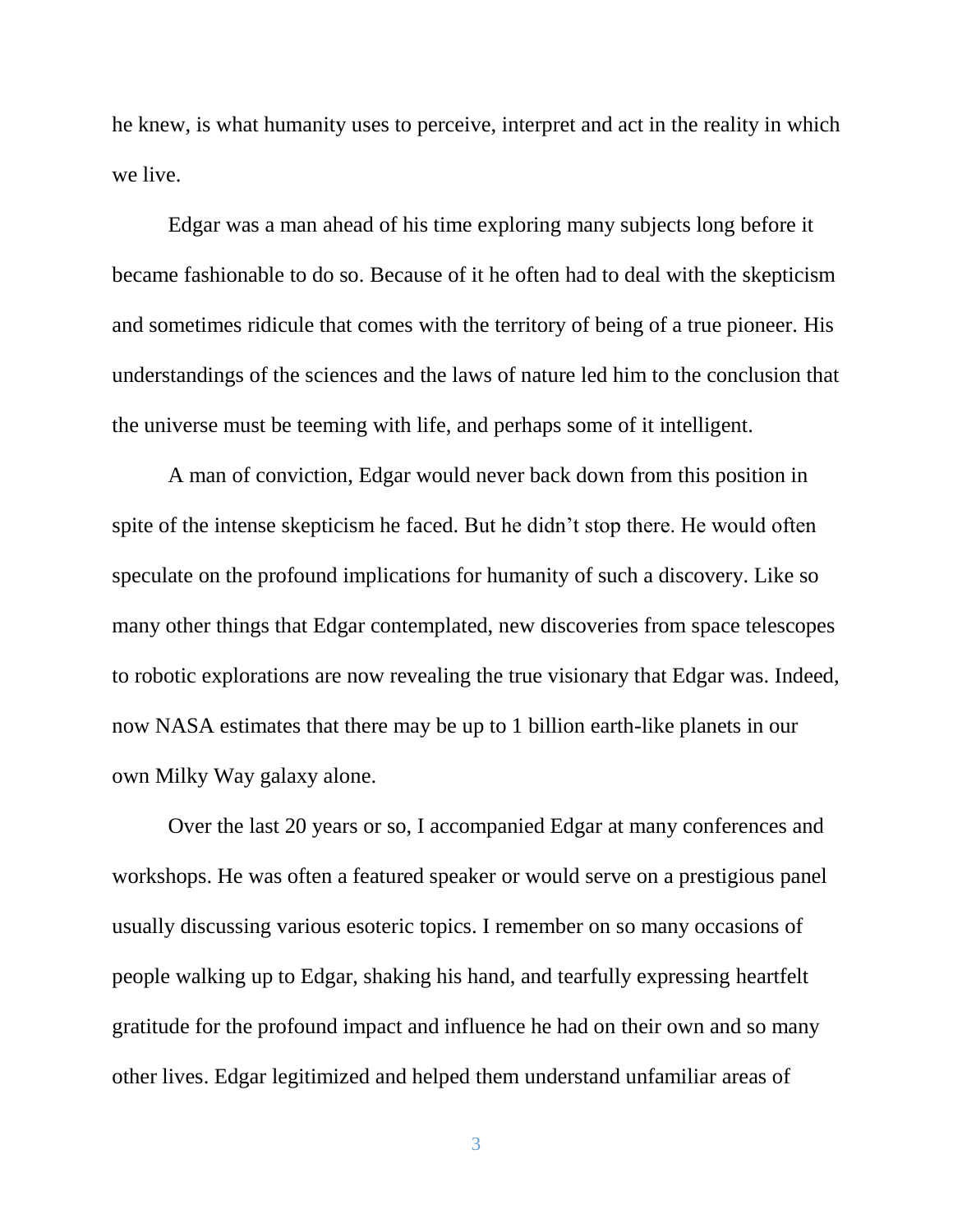he knew, is what humanity uses to perceive, interpret and act in the reality in which we live.

Edgar was a man ahead of his time exploring many subjects long before it became fashionable to do so. Because of it he often had to deal with the skepticism and sometimes ridicule that comes with the territory of being of a true pioneer. His understandings of the sciences and the laws of nature led him to the conclusion that the universe must be teeming with life, and perhaps some of it intelligent.

A man of conviction, Edgar would never back down from this position in spite of the intense skepticism he faced. But he didn't stop there. He would often speculate on the profound implications for humanity of such a discovery. Like so many other things that Edgar contemplated, new discoveries from space telescopes to robotic explorations are now revealing the true visionary that Edgar was. Indeed, now NASA estimates that there may be up to 1 billion earth-like planets in our own Milky Way galaxy alone.

Over the last 20 years or so, I accompanied Edgar at many conferences and workshops. He was often a featured speaker or would serve on a prestigious panel usually discussing various esoteric topics. I remember on so many occasions of people walking up to Edgar, shaking his hand, and tearfully expressing heartfelt gratitude for the profound impact and influence he had on their own and so many other lives. Edgar legitimized and helped them understand unfamiliar areas of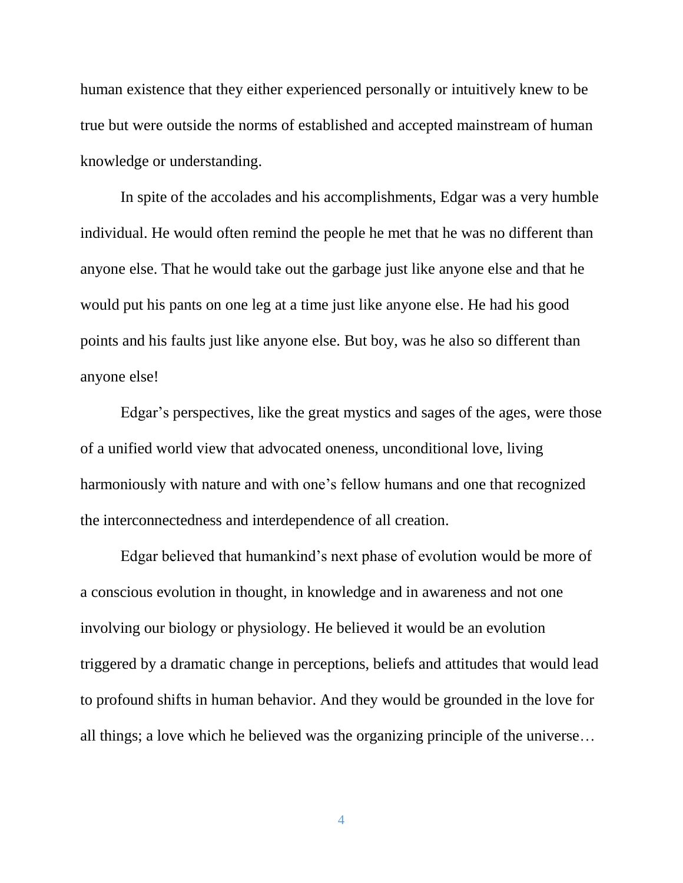human existence that they either experienced personally or intuitively knew to be true but were outside the norms of established and accepted mainstream of human knowledge or understanding.

In spite of the accolades and his accomplishments, Edgar was a very humble individual. He would often remind the people he met that he was no different than anyone else. That he would take out the garbage just like anyone else and that he would put his pants on one leg at a time just like anyone else. He had his good points and his faults just like anyone else. But boy, was he also so different than anyone else!

Edgar's perspectives, like the great mystics and sages of the ages, were those of a unified world view that advocated oneness, unconditional love, living harmoniously with nature and with one's fellow humans and one that recognized the interconnectedness and interdependence of all creation.

Edgar believed that humankind's next phase of evolution would be more of a conscious evolution in thought, in knowledge and in awareness and not one involving our biology or physiology. He believed it would be an evolution triggered by a dramatic change in perceptions, beliefs and attitudes that would lead to profound shifts in human behavior. And they would be grounded in the love for all things; a love which he believed was the organizing principle of the universe…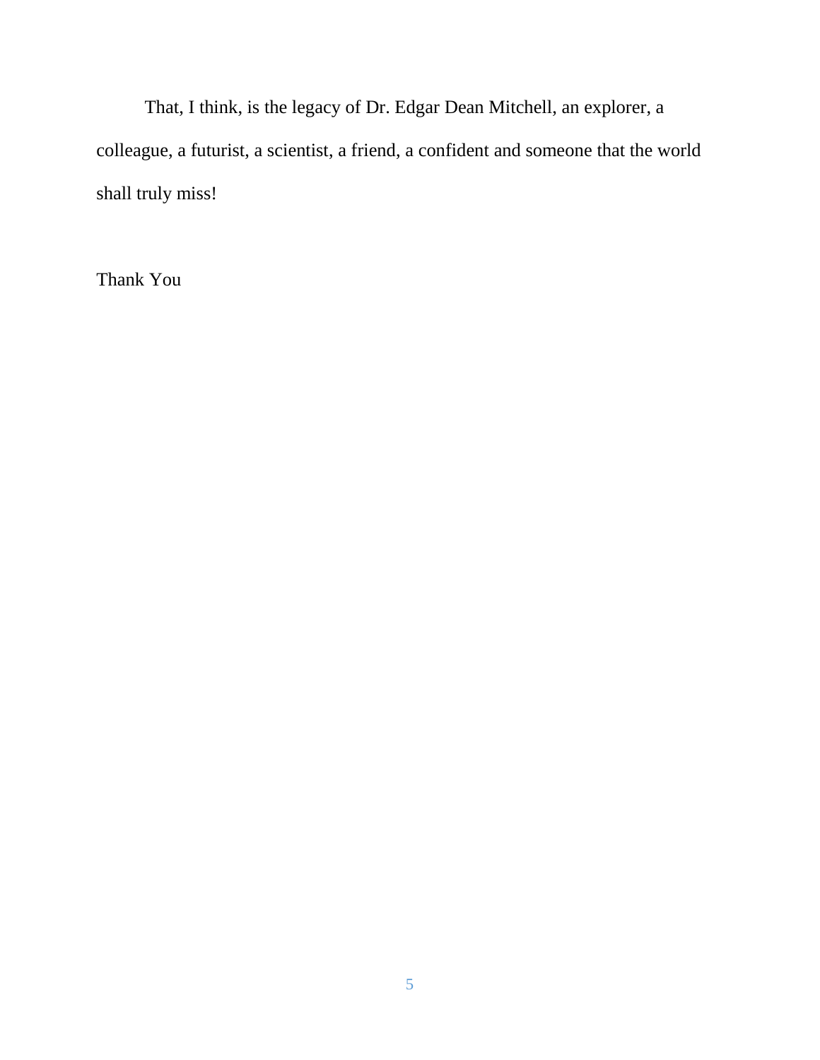That, I think, is the legacy of Dr. Edgar Dean Mitchell, an explorer, a colleague, a futurist, a scientist, a friend, a confident and someone that the world shall truly miss!

Thank You